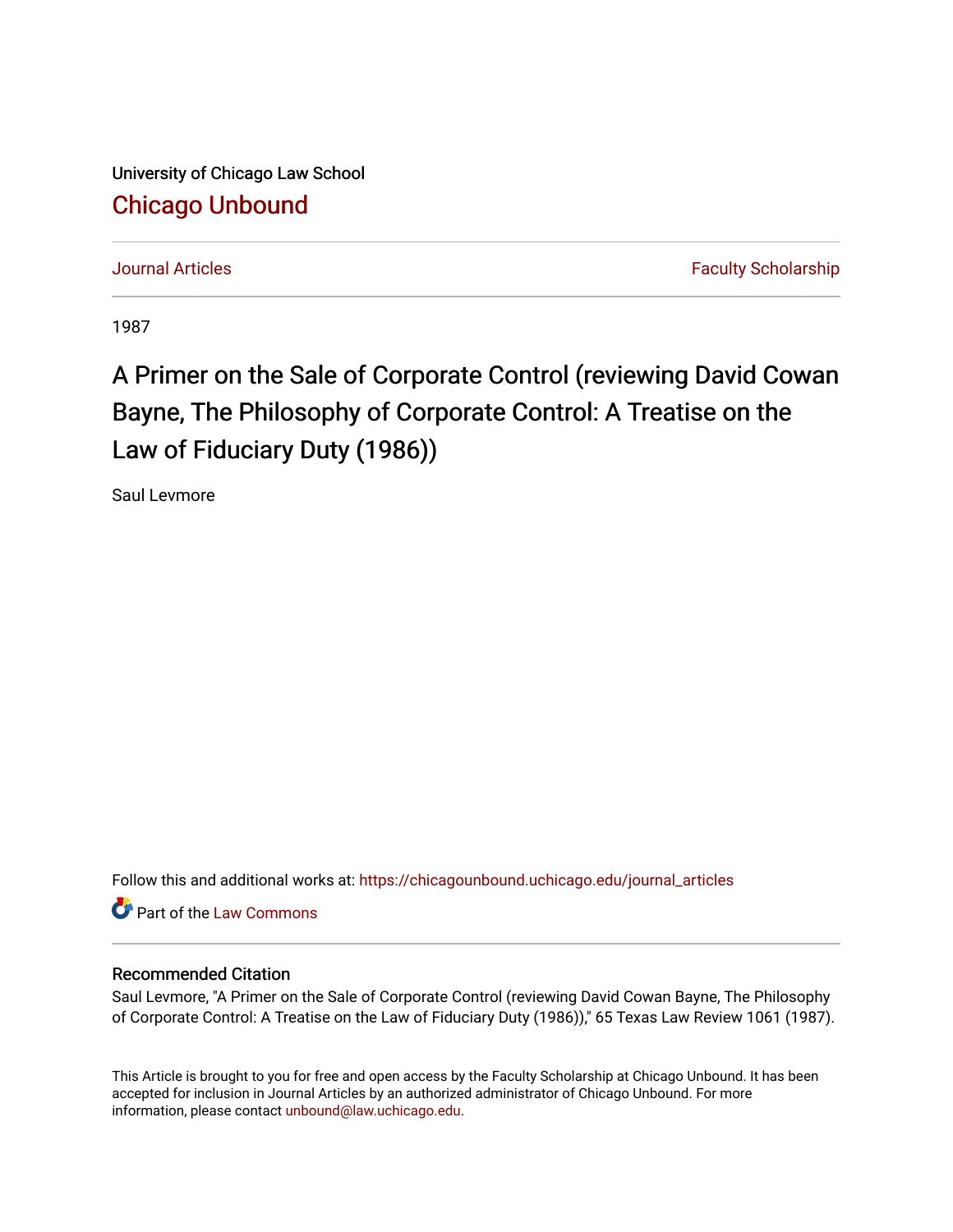University of Chicago Law School

## Chicago Unbound

Journal Articles | Faculty Scholarship

1987

# A Primer on the Sale of Corporate Control (reviewing David Cowan Bayne, The Philosophy of Corporate Control: A Treatise on the Law of Fiduciary Duty (1986))

Saul Levmore

Follow this and additional works at: https://chicagounbound.uchicago.edu/journal_articles

Part of the Law Commons

### Recommended Citation

Saul Levmore, "A Primer on the Sale of Corporate Control (reviewing David Cowan Bayne, The Philosophy of Corporate Control: A Treatise on the Law of Fiduciary Duty (1986))," 65 Texas Law Review 1061 (1987).

This Article is brought to you for free and open access by the Faculty Scholarship at Chicago Unbound. It has been accepted for inclusion in Journal Articles by an authorized administrator of Chicago Unbound. For more information, please contact unbound@law.uchicago.edu.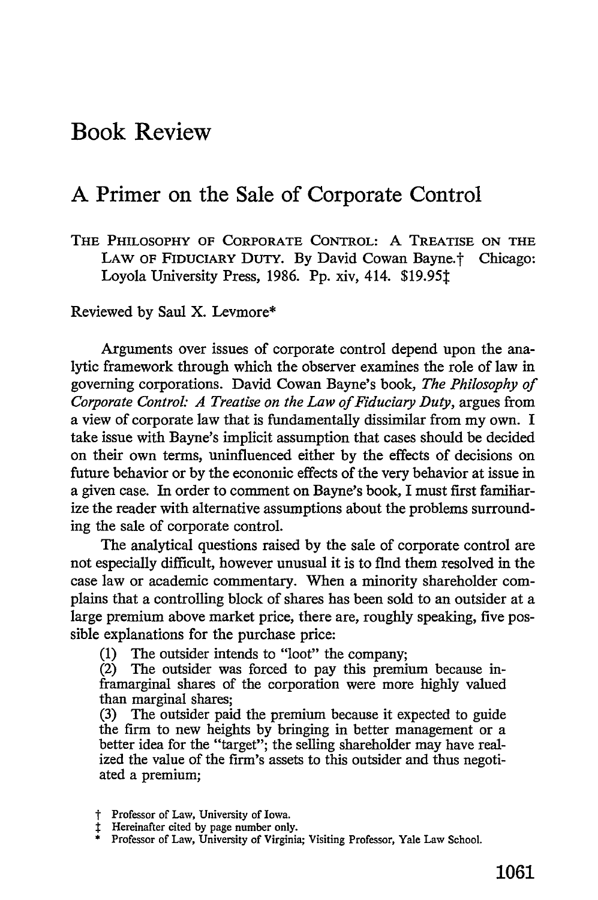# Book Review

## A Primer on the Sale of Corporate Control

THE PHILOSOPHY OF CORPORATE CONTROL: A TREATISE ON THE LAW OF FIDUCIARY DUTY. By David Cowan Bayne.† Chicago: Loyola University Press, 1986. Pp. xiv, 414. $19.95‡

Reviewed by Saul X. Levmore*

Arguments over issues of corporate control depend upon the analytic framework through which the observer examines the role of law in governing corporations. David Cowan Bayne's book, *The Philosophy of Corporate Control: A Treatise on the Law of Fiduciary Duty*, argues from a view of corporate law that is fundamentally dissimilar from my own. I take issue with Bayne's implicit assumption that cases should be decided on their own terms, uninfluenced either by the effects of decisions on future behavior or by the economic effects of the very behavior at issue in a given case. In order to comment on Bayne's book, I must first familiarize the reader with alternative assumptions about the problems surrounding the sale of corporate control.

The analytical questions raised by the sale of corporate control are not especially difficult, however unusual it is to find them resolved in the case law or academic commentary. When a minority shareholder complains that a controlling block of shares has been sold to an outsider at a large premium above market price, there are, roughly speaking, five possible explanations for the purchase price:

(1) The outsider intends to "loot" the company;

(2) The outsider was forced to pay this premium because inframarginal shares of the corporation were more highly valued than marginal shares;

(3) The outsider paid the premium because it expected to guide the firm to new heights by bringing in better management or a better idea for the "target"; the selling shareholder may have realized the value of the firm's assets to this outsider and thus negotiated a premium;

† Professor of Law, University of Iowa.

‡ Hereinafter cited by page number only.

\* Professor of Law, University of Virginia; Visiting Professor, Yale Law School.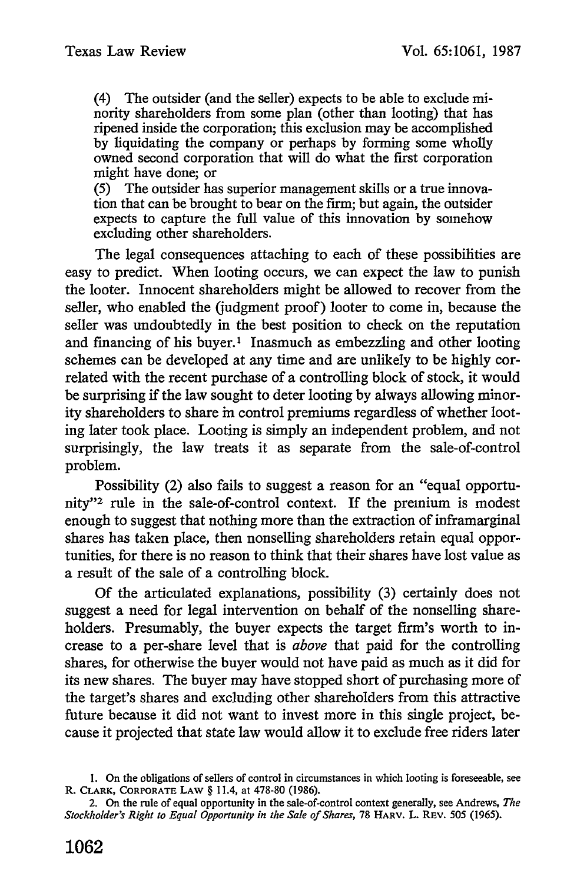(4) The outsider (and the seller) expects to be able to exclude minority shareholders from some plan (other than looting) that has ripened inside the corporation; this exclusion may be accomplished by liquidating the company or perhaps by forming some wholly owned second corporation that will do what the first corporation might have done; or

(5) The outsider has superior management skills or a true innovation that can be brought to bear on the firm; but again, the outsider expects to capture the full value of this innovation by somehow excluding other shareholders.

The legal consequences attaching to each of these possibilities are easy to predict. When looting occurs, we can expect the law to punish the looter. Innocent shareholders might be allowed to recover from the seller, who enabled the (judgment proof) looter to come in, because the seller was undoubtedly in the best position to check on the reputation and financing of his buyer.[1] Inasmuch as embezzling and other looting schemes can be developed at any time and are unlikely to be highly correlated with the recent purchase of a controlling block of stock, it would be surprising if the law sought to deter looting by always allowing minority shareholders to share in control premiums regardless of whether looting later took place. Looting is simply an independent problem, and not surprisingly, the law treats it as separate from the sale-of-control problem.

Possibility (2) also fails to suggest a reason for an "equal opportunity"[2] rule in the sale-of-control context. If the premium is modest enough to suggest that nothing more than the extraction of inframarginal shares has taken place, then nonselling shareholders retain equal opportunities, for there is no reason to think that their shares have lost value as a result of the sale of a controlling block.

Of the articulated explanations, possibility (3) certainly does not suggest a need for legal intervention on behalf of the nonselling shareholders. Presumably, the buyer expects the target firm's worth to increase to a per-share level that is *above* that paid for the controlling shares, for otherwise the buyer would not have paid as much as it did for its new shares. The buyer may have stopped short of purchasing more of the target's shares and excluding other shareholders from this attractive future because it did not want to invest more in this single project, because it projected that state law would allow it to exclude free riders later

1. On the obligations of sellers of control in circumstances in which looting is foreseeable, see R. CLARK, CORPORATE LAW § 11.4, at 478-80 (1986).

2. On the rule of equal opportunity in the sale-of-control context generally, see Andrews, *The Stockholder's Right to Equal Opportunity in the Sale of Shares*, 78 HARV. L. REV. 505 (1965).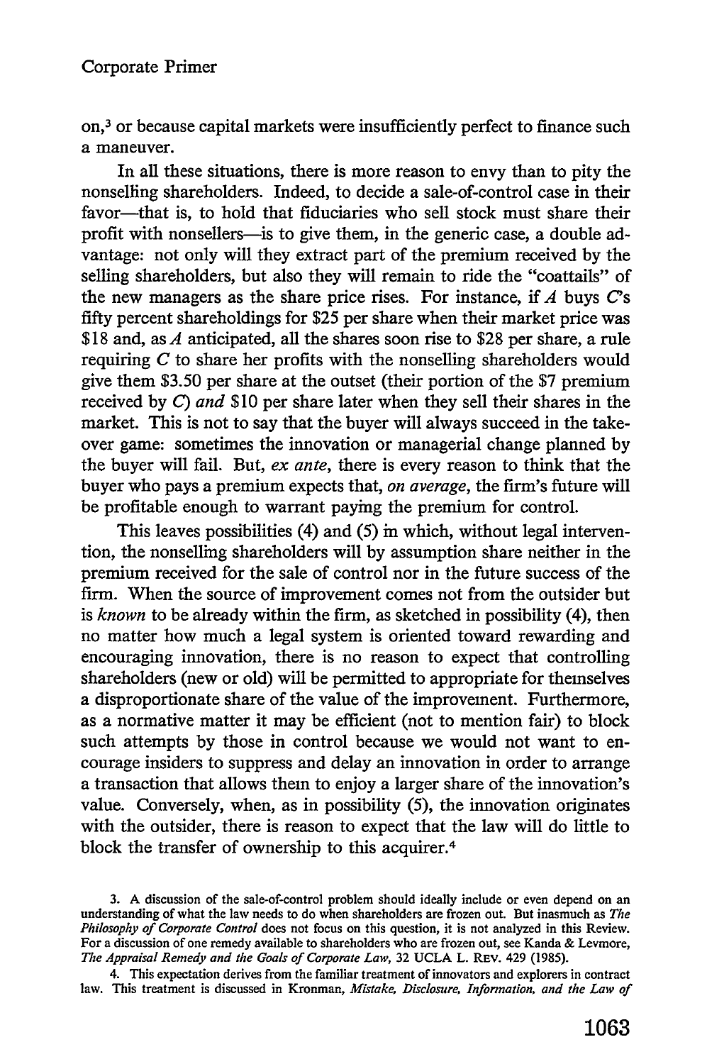on,[3] or because capital markets were insufficiently perfect to finance such a maneuver.

In all these situations, there is more reason to envy than to pity the nonselling shareholders. Indeed, to decide a sale-of-control case in their favor—that is, to hold that fiduciaries who sell stock must share their profit with nonsellers—is to give them, in the generic case, a double advantage: not only will they extract part of the premium received by the selling shareholders, but also they will remain to ride the "coattails" of the new managers as the share price rises. For instance, if *A* buys *C*'s fifty percent shareholdings for $25 per share when their market price was $18 and, as *A* anticipated, all the shares soon rise to $28 per share, a rule requiring *C* to share her profits with the nonselling shareholders would give them $3.50 per share at the outset (their portion of the $7 premium received by *C*) *and* $10 per share later when they sell their shares in the market. This is not to say that the buyer will always succeed in the takeover game: sometimes the innovation or managerial change planned by the buyer will fail. But, *ex ante*, there is every reason to think that the buyer who pays a premium expects that, *on average*, the firm's future will be profitable enough to warrant paying the premium for control.

This leaves possibilities (4) and (5) in which, without legal intervention, the nonselling shareholders will by assumption share neither in the premium received for the sale of control nor in the future success of the firm. When the source of improvement comes not from the outsider but is *known* to be already within the firm, as sketched in possibility (4), then no matter how much a legal system is oriented toward rewarding and encouraging innovation, there is no reason to expect that controlling shareholders (new or old) will be permitted to appropriate for themselves a disproportionate share of the value of the improvement. Furthermore, as a normative matter it may be efficient (not to mention fair) to block such attempts by those in control because we would not want to encourage insiders to suppress and delay an innovation in order to arrange a transaction that allows them to enjoy a larger share of the innovation's value. Conversely, when, as in possibility (5), the innovation originates with the outsider, there is reason to expect that the law will do little to block the transfer of ownership to this acquirer.[4]

3. A discussion of the sale-of-control problem should ideally include or even depend on an understanding of what the law needs to do when shareholders are frozen out. But inasmuch as *The Philosophy of Corporate Control* does not focus on this question, it is not analyzed in this Review. For a discussion of one remedy available to shareholders who are frozen out, see Kanda & Levmore, *The Appraisal Remedy and the Goals of Corporate Law*, 32 UCLA L. REV. 429 (1985).

4. This expectation derives from the familiar treatment of innovators and explorers in contract law. This treatment is discussed in Kronman, *Mistake, Disclosure, Information, and the Law of*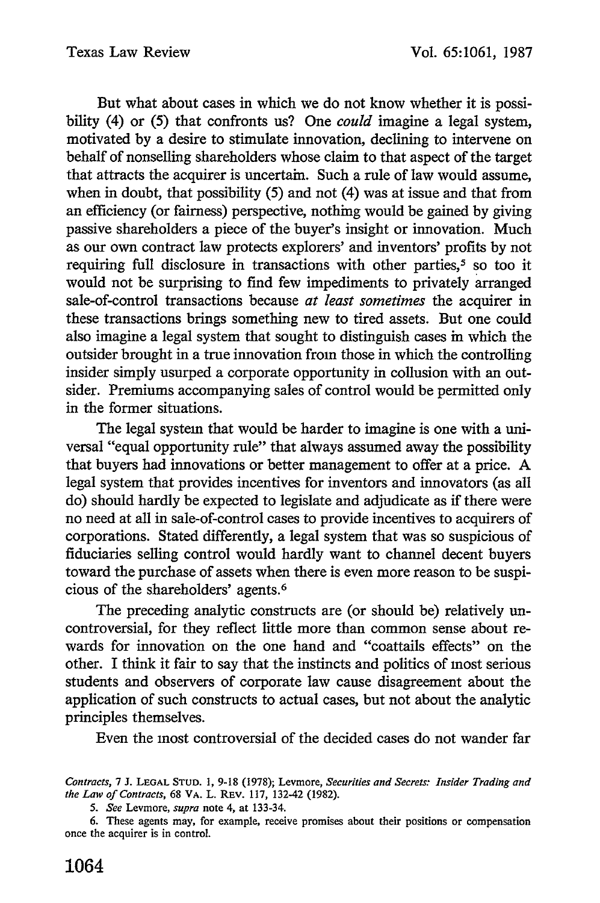But what about cases in which we do not know whether it is possibility (4) or (5) that confronts us? One *could* imagine a legal system, motivated by a desire to stimulate innovation, declining to intervene on behalf of nonselling shareholders whose claim to that aspect of the target that attracts the acquirer is uncertain. Such a rule of law would assume, when in doubt, that possibility (5) and not (4) was at issue and that from an efficiency (or fairness) perspective, nothing would be gained by giving passive shareholders a piece of the buyer's insight or innovation. Much as our own contract law protects explorers' and inventors' profits by not requiring full disclosure in transactions with other parties,[5] so too it would not be surprising to find few impediments to privately arranged sale-of-control transactions because *at least sometimes* the acquirer in these transactions brings something new to tired assets. But one could also imagine a legal system that sought to distinguish cases in which the outsider brought in a true innovation from those in which the controlling insider simply usurped a corporate opportunity in collusion with an outsider. Premiums accompanying sales of control would be permitted only in the former situations.

The legal system that would be harder to imagine is one with a universal "equal opportunity rule" that always assumed away the possibility that buyers had innovations or better management to offer at a price. A legal system that provides incentives for inventors and innovators (as all do) should hardly be expected to legislate and adjudicate as if there were no need at all in sale-of-control cases to provide incentives to acquirers of corporations. Stated differently, a legal system that was so suspicious of fiduciaries selling control would hardly want to channel decent buyers toward the purchase of assets when there is even more reason to be suspicious of the shareholders' agents.[6]

The preceding analytic constructs are (or should be) relatively uncontroversial, for they reflect little more than common sense about rewards for innovation on the one hand and "coattails effects" on the other. I think it fair to say that the instincts and politics of most serious students and observers of corporate law cause disagreement about the application of such constructs to actual cases, but not about the analytic principles themselves.

Even the most controversial of the decided cases do not wander far

*Contracts*, 7 J. LEGAL STUD. 1, 9-18 (1978); Levmore, *Securities and Secrets: Insider Trading and the Law of Contracts*, 68 VA. L. REV. 117, 132-42 (1982).

5. *See* Levmore, *supra* note 4, at 133-34.

6. These agents may, for example, receive promises about their positions or compensation once the acquirer is in control.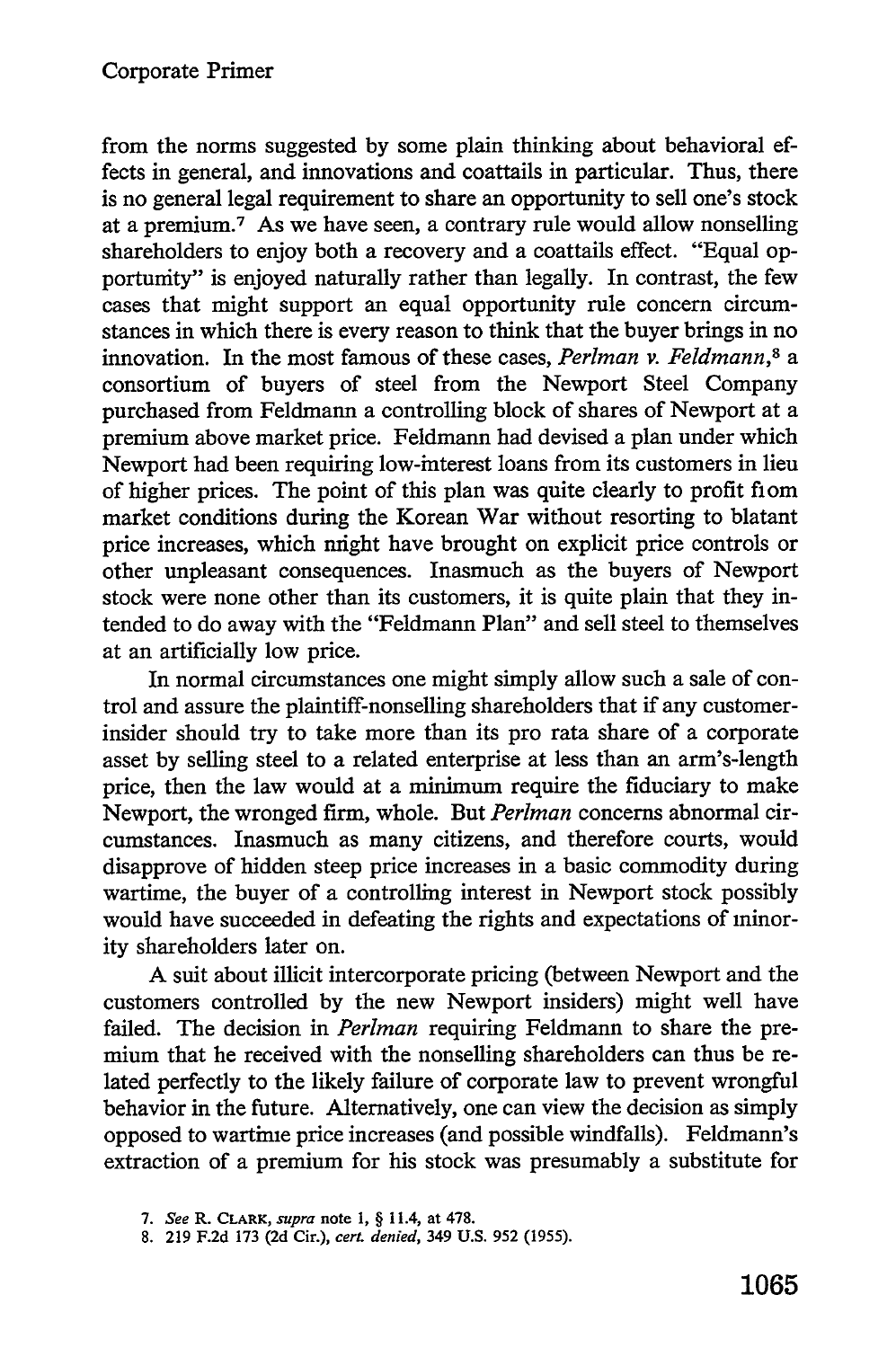from the norms suggested by some plain thinking about behavioral effects in general, and innovations and coattails in particular. Thus, there is no general legal requirement to share an opportunity to sell one's stock at a premium.[7] As we have seen, a contrary rule would allow nonselling shareholders to enjoy both a recovery and a coattails effect. "Equal opportunity" is enjoyed naturally rather than legally. In contrast, the few cases that might support an equal opportunity rule concern circumstances in which there is every reason to think that the buyer brings in no innovation. In the most famous of these cases, *Perlman v. Feldmann*,[8] a consortium of buyers of steel from the Newport Steel Company purchased from Feldmann a controlling block of shares of Newport at a premium above market price. Feldmann had devised a plan under which Newport had been requiring low-interest loans from its customers in lieu of higher prices. The point of this plan was quite clearly to profit from market conditions during the Korean War without resorting to blatant price increases, which might have brought on explicit price controls or other unpleasant consequences. Inasmuch as the buyers of Newport stock were none other than its customers, it is quite plain that they intended to do away with the "Feldmann Plan" and sell steel to themselves at an artificially low price.

In normal circumstances one might simply allow such a sale of control and assure the plaintiff-nonselling shareholders that if any customer-insider should try to take more than its pro rata share of a corporate asset by selling steel to a related enterprise at less than an arm's-length price, then the law would at a minimum require the fiduciary to make Newport, the wronged firm, whole. But *Perlman* concerns abnormal circumstances. Inasmuch as many citizens, and therefore courts, would disapprove of hidden steep price increases in a basic commodity during wartime, the buyer of a controlling interest in Newport stock possibly would have succeeded in defeating the rights and expectations of minority shareholders later on.

A suit about illicit intercorporate pricing (between Newport and the customers controlled by the new Newport insiders) might well have failed. The decision in *Perlman* requiring Feldmann to share the premium that he received with the nonselling shareholders can thus be related perfectly to the likely failure of corporate law to prevent wrongful behavior in the future. Alternatively, one can view the decision as simply opposed to wartime price increases (and possible windfalls). Feldmann's extraction of a premium for his stock was presumably a substitute for

7. *See* R. CLARK, *supra* note 1, § 11.4, at 478.

8. 219 F.2d 173 (2d Cir.), *cert. denied*, 349 U.S. 952 (1955).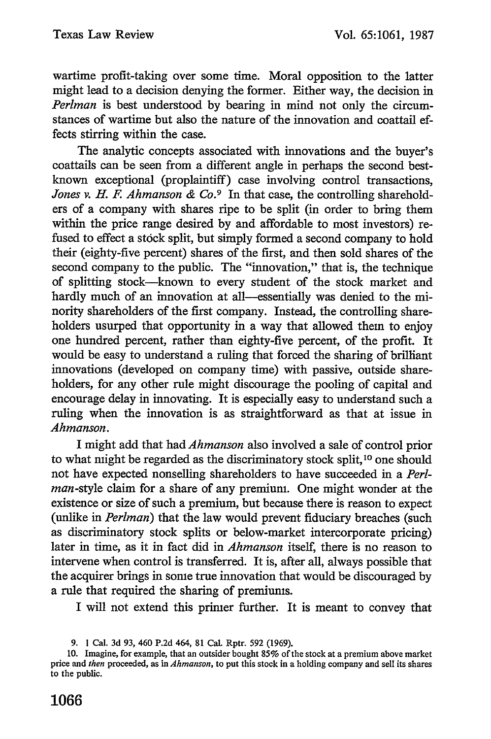wartime profit-taking over some time. Moral opposition to the latter might lead to a decision denying the former. Either way, the decision in *Perlman* is best understood by bearing in mind not only the circumstances of wartime but also the nature of the innovation and coattail effects stirring within the case.

The analytic concepts associated with innovations and the buyer's coattails can be seen from a different angle in perhaps the second best-known exceptional (proplaintiff) case involving control transactions, *Jones v. H. F. Ahmanson & Co.*[9] In that case, the controlling shareholders of a company with shares ripe to be split (in order to bring them within the price range desired by and affordable to most investors) refused to effect a stock split, but simply formed a second company to hold their (eighty-five percent) shares of the first, and then sold shares of the second company to the public. The "innovation," that is, the technique of splitting stock—known to every student of the stock market and hardly much of an innovation at all—essentially was denied to the minority shareholders of the first company. Instead, the controlling shareholders usurped that opportunity in a way that allowed them to enjoy one hundred percent, rather than eighty-five percent, of the profit. It would be easy to understand a ruling that forced the sharing of brilliant innovations (developed on company time) with passive, outside shareholders, for any other rule might discourage the pooling of capital and encourage delay in innovating. It is especially easy to understand such a ruling when the innovation is as straightforward as that at issue in *Ahmanson*.

I might add that had *Ahmanson* also involved a sale of control prior to what might be regarded as the discriminatory stock split,[10] one should not have expected nonselling shareholders to have succeeded in a *Perlman*-style claim for a share of any premium. One might wonder at the existence or size of such a premium, but because there is reason to expect (unlike in *Perlman*) that the law would prevent fiduciary breaches (such as discriminatory stock splits or below-market intercorporate pricing) later in time, as it in fact did in *Ahmanson* itself, there is no reason to intervene when control is transferred. It is, after all, always possible that the acquirer brings in some true innovation that would be discouraged by a rule that required the sharing of premiums.

I will not extend this primer further. It is meant to convey that

---

9. 1 Cal. 3d 93, 460 P.2d 464, 81 Cal. Rptr. 592 (1969).

10. Imagine, for example, that an outsider bought 85% of the stock at a premium above market price and *then* proceeded, as in *Ahmanson*, to put this stock in a holding company and sell its shares to the public.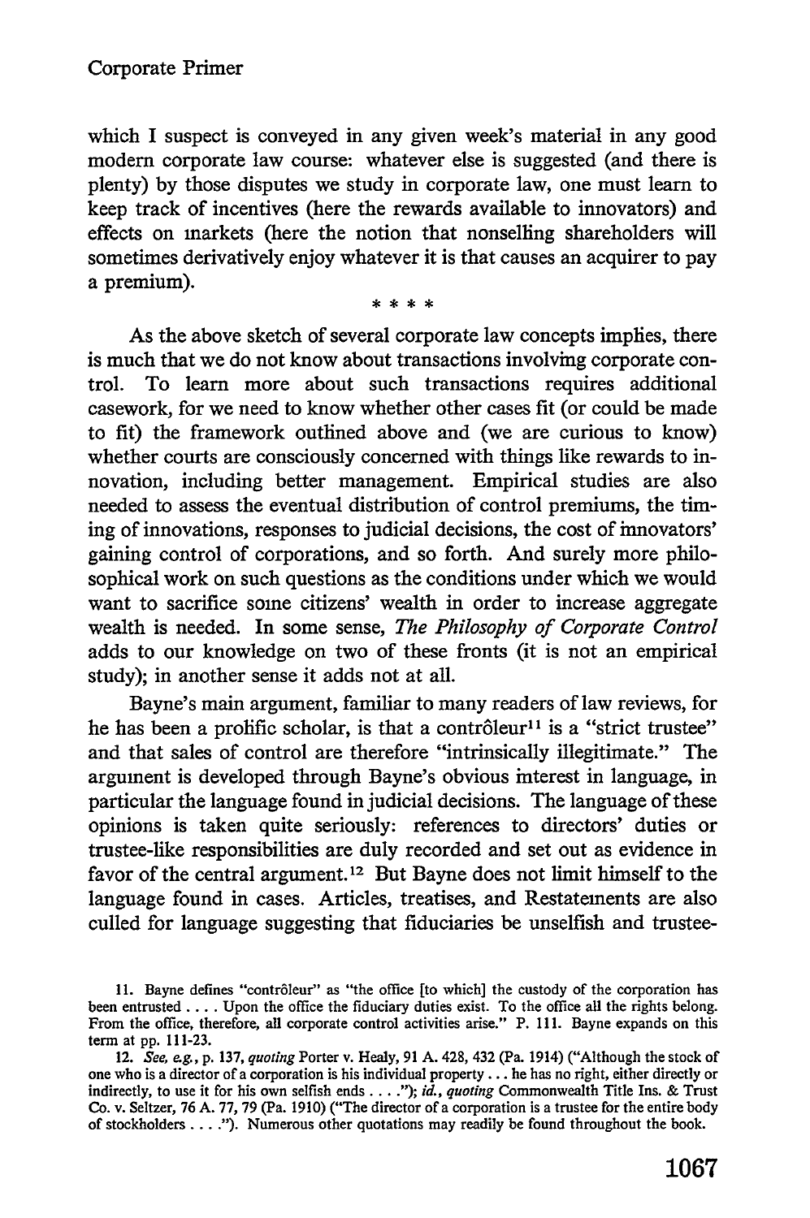which I suspect is conveyed in any given week's material in any good modern corporate law course: whatever else is suggested (and there is plenty) by those disputes we study in corporate law, one must learn to keep track of incentives (here the rewards available to innovators) and effects on markets (here the notion that nonselling shareholders will sometimes derivatively enjoy whatever it is that causes an acquirer to pay a premium).

\* \* \* \*

As the above sketch of several corporate law concepts implies, there is much that we do not know about transactions involving corporate control. To learn more about such transactions requires additional casework, for we need to know whether other cases fit (or could be made to fit) the framework outlined above and (we are curious to know) whether courts are consciously concerned with things like rewards to innovation, including better management. Empirical studies are also needed to assess the eventual distribution of control premiums, the timing of innovations, responses to judicial decisions, the cost of innovators' gaining control of corporations, and so forth. And surely more philosophical work on such questions as the conditions under which we would want to sacrifice some citizens' wealth in order to increase aggregate wealth is needed. In some sense, *The Philosophy of Corporate Control* adds to our knowledge on two of these fronts (it is not an empirical study); in another sense it adds not at all.

Bayne's main argument, familiar to many readers of law reviews, for he has been a prolific scholar, is that a contrôleur[11] is a "strict trustee" and that sales of control are therefore "intrinsically illegitimate." The argument is developed through Bayne's obvious interest in language, in particular the language found in judicial decisions. The language of these opinions is taken quite seriously: references to directors' duties or trustee-like responsibilities are duly recorded and set out as evidence in favor of the central argument.[12] But Bayne does not limit himself to the language found in cases. Articles, treatises, and Restatements are also culled for language suggesting that fiduciaries be unselfish and trustee-

11. Bayne defines "contrôleur" as "the office [to which] the custody of the corporation has been entrusted . . . . Upon the office the fiduciary duties exist. To the office all the rights belong. From the office, therefore, all corporate control activities arise." P. 111. Bayne expands on this term at pp. 111-23.

12. *See, e.g.*, p. 137, *quoting* Porter v. Healy, 91 A. 428, 432 (Pa. 1914) ("Although the stock of one who is a director of a corporation is his individual property . . . he has no right, either directly or indirectly, to use it for his own selfish ends . . . ."); *id.*, *quoting* Commonwealth Title Ins. & Trust Co. v. Seltzer, 76 A. 77, 79 (Pa. 1910) ("The director of a corporation is a trustee for the entire body of stockholders . . . ."). Numerous other quotations may readily be found throughout the book.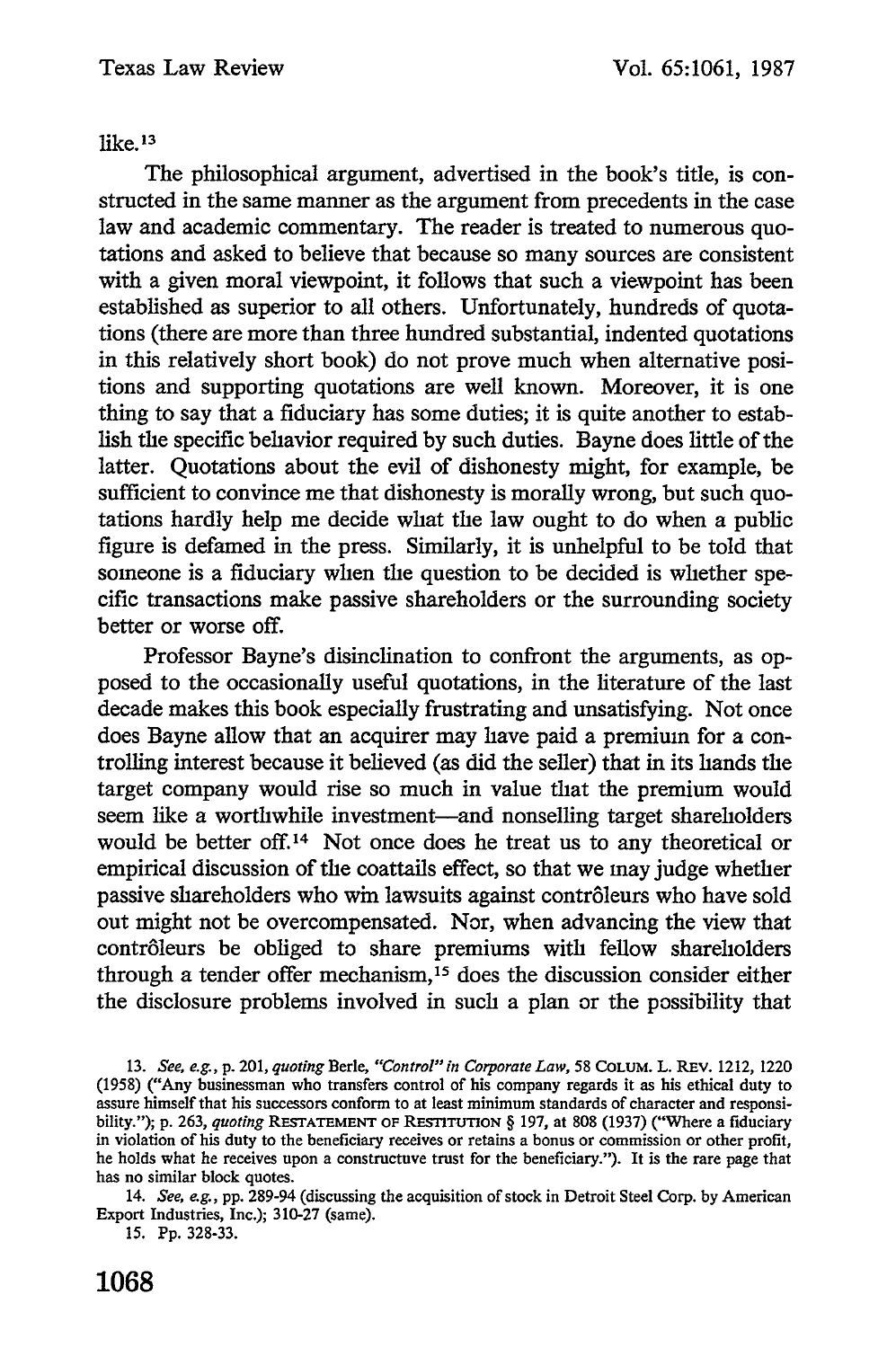like.[13]

The philosophical argument, advertised in the book's title, is constructed in the same manner as the argument from precedents in the case law and academic commentary. The reader is treated to numerous quotations and asked to believe that because so many sources are consistent with a given moral viewpoint, it follows that such a viewpoint has been established as superior to all others. Unfortunately, hundreds of quotations (there are more than three hundred substantial, indented quotations in this relatively short book) do not prove much when alternative positions and supporting quotations are well known. Moreover, it is one thing to say that a fiduciary has some duties; it is quite another to establish the specific behavior required by such duties. Bayne does little of the latter. Quotations about the evil of dishonesty might, for example, be sufficient to convince me that dishonesty is morally wrong, but such quotations hardly help me decide what the law ought to do when a public figure is defamed in the press. Similarly, it is unhelpful to be told that someone is a fiduciary when the question to be decided is whether specific transactions make passive shareholders or the surrounding society better or worse off.

Professor Bayne's disinclination to confront the arguments, as opposed to the occasionally useful quotations, in the literature of the last decade makes this book especially frustrating and unsatisfying. Not once does Bayne allow that an acquirer may have paid a premium for a controlling interest because it believed (as did the seller) that in its hands the target company would rise so much in value that the premium would seem like a worthwhile investment—and nonselling target shareholders would be better off.[14] Not once does he treat us to any theoretical or empirical discussion of the coattails effect, so that we may judge whether passive shareholders who win lawsuits against contrôleurs who have sold out might not be overcompensated. Nor, when advancing the view that contrôleurs be obliged to share premiums with fellow shareholders through a tender offer mechanism,[15] does the discussion consider either the disclosure problems involved in such a plan or the possibility that

---

13. *See, e.g.*, p. 201, *quoting* Berle, *"Control" in Corporate Law*, 58 COLUM. L. REV. 1212, 1220 (1958) ("Any businessman who transfers control of his company regards it as his ethical duty to assure himself that his successors conform to at least minimum standards of character and responsibility."); p. 263, *quoting* RESTATEMENT OF RESTITUTION § 197, at 808 (1937) ("Where a fiduciary in violation of his duty to the beneficiary receives or retains a bonus or commission or other profit, he holds what he receives upon a constructuve trust for the beneficiary."). It is the rare page that has no similar block quotes.

14. *See, e.g.*, pp. 289-94 (discussing the acquisition of stock in Detroit Steel Corp. by American Export Industries, Inc.); 310-27 (same).

15. Pp. 328-33.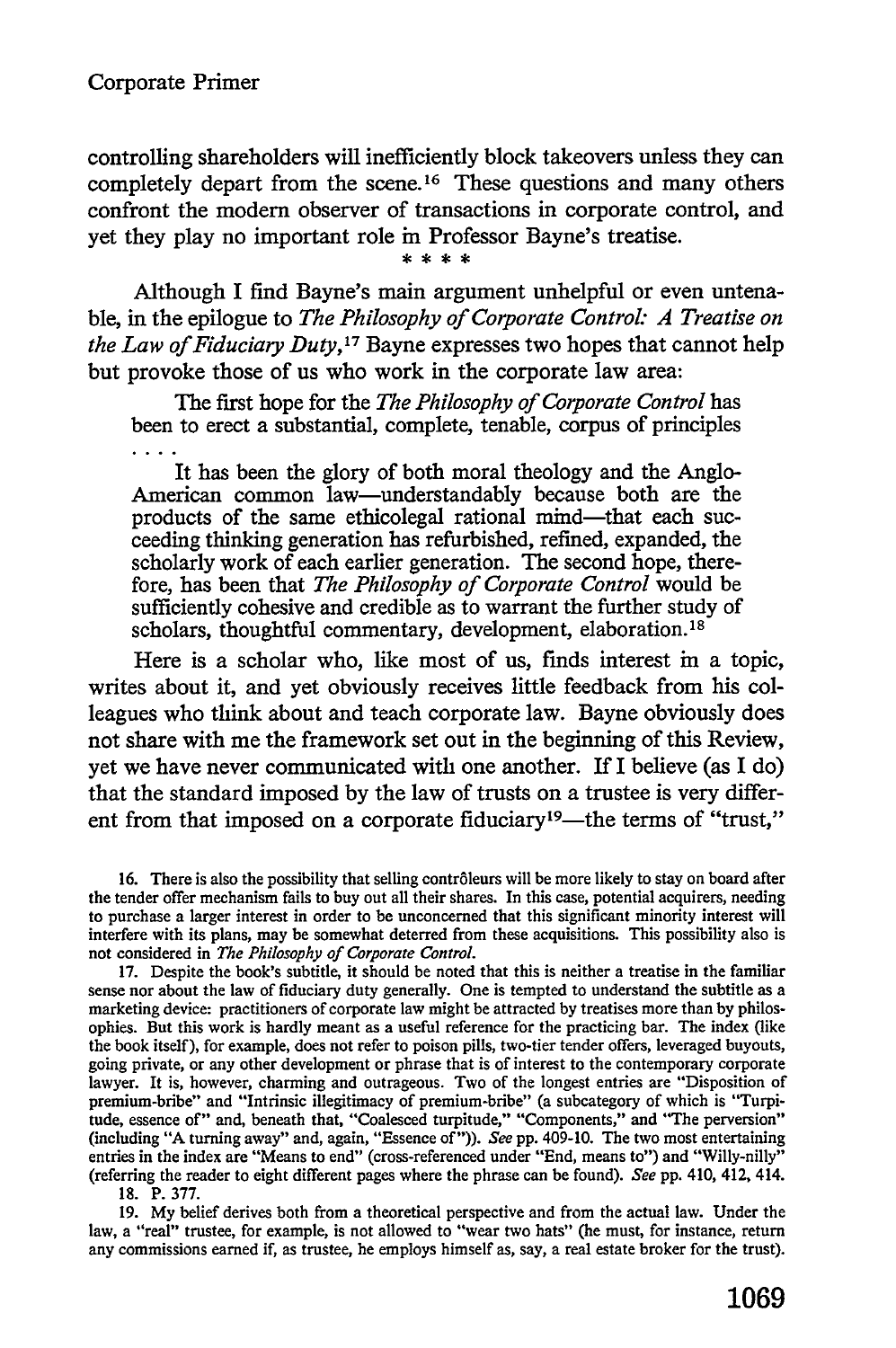controlling shareholders will inefficiently block takeovers unless they can completely depart from the scene.[16] These questions and many others confront the modern observer of transactions in corporate control, and yet they play no important role in Professor Bayne's treatise.

\* \* \* \*

Although I find Bayne's main argument unhelpful or even untenable, in the epilogue to *The Philosophy of Corporate Control: A Treatise on the Law of Fiduciary Duty*,[17] Bayne expresses two hopes that cannot help but provoke those of us who work in the corporate law area:

> The first hope for the *The Philosophy of Corporate Control* has been to erect a substantial, complete, tenable, corpus of principles . . . .
>
> It has been the glory of both moral theology and the Anglo-American common law—understandably because both are the products of the same ethicolegal rational mind—that each succeeding thinking generation has refurbished, refined, expanded, the scholarly work of each earlier generation. The second hope, therefore, has been that *The Philosophy of Corporate Control* would be sufficiently cohesive and credible as to warrant the further study of scholars, thoughtful commentary, development, elaboration.[18]

Here is a scholar who, like most of us, finds interest in a topic, writes about it, and yet obviously receives little feedback from his colleagues who think about and teach corporate law. Bayne obviously does not share with me the framework set out in the beginning of this Review, yet we have never communicated with one another. If I believe (as I do) that the standard imposed by the law of trusts on a trustee is very different from that imposed on a corporate fiduciary[19]—the terms of "trust,"

---

16. There is also the possibility that selling contrôleurs will be more likely to stay on board after the tender offer mechanism fails to buy out all their shares. In this case, potential acquirers, needing to purchase a larger interest in order to be unconcerned that this significant minority interest will interfere with its plans, may be somewhat deterred from these acquisitions. This possibility also is not considered in *The Philosophy of Corporate Control*.

17. Despite the book's subtitle, it should be noted that this is neither a treatise in the familiar sense nor about the law of fiduciary duty generally. One is tempted to understand the subtitle as a marketing device: practitioners of corporate law might be attracted by treatises more than by philosophies. But this work is hardly meant as a useful reference for the practicing bar. The index (like the book itself), for example, does not refer to poison pills, two-tier tender offers, leveraged buyouts, going private, or any other development or phrase that is of interest to the contemporary corporate lawyer. It is, however, charming and outrageous. Two of the longest entries are "Disposition of premium-bribe" and "Intrinsic illegitimacy of premium-bribe" (a subcategory of which is "Turpitude, essence of" and, beneath that, "Coalesced turpitude," "Components," and "The perversion" (including "A turning away" and, again, "Essence of")). *See* pp. 409-10. The two most entertaining entries in the index are "Means to end" (cross-referenced under "End, means to") and "Willy-nilly" (referring the reader to eight different pages where the phrase can be found). *See* pp. 410, 412, 414.

18. P. 377.

19. My belief derives both from a theoretical perspective and from the actual law. Under the law, a "real" trustee, for example, is not allowed to "wear two hats" (he must, for instance, return any commissions earned if, as trustee, he employs himself as, say, a real estate broker for the trust).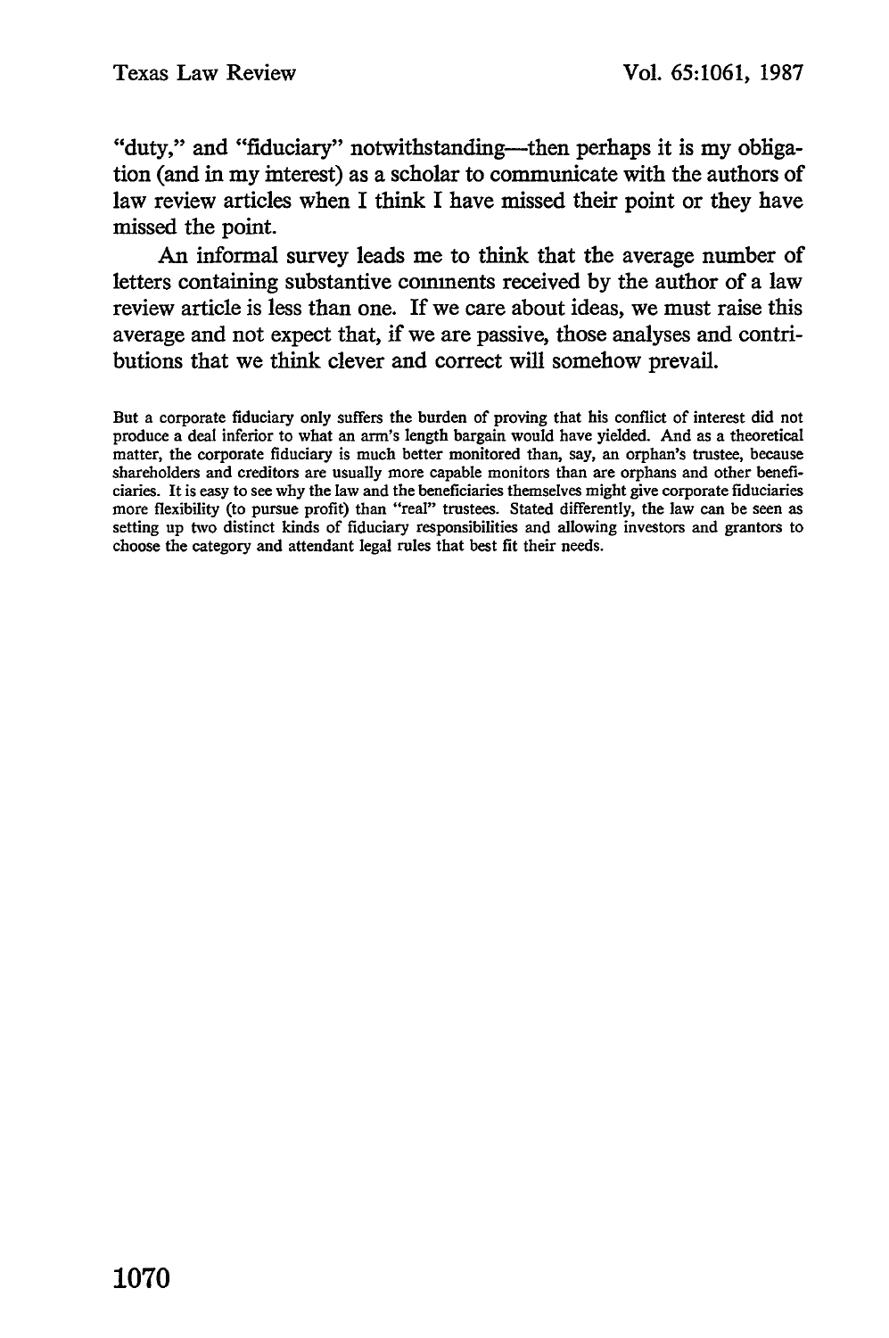"duty," and "fiduciary" notwithstanding—then perhaps it is my obligation (and in my interest) as a scholar to communicate with the authors of law review articles when I think I have missed their point or they have missed the point.

An informal survey leads me to think that the average number of letters containing substantive comments received by the author of a law review article is less than one. If we care about ideas, we must raise this average and not expect that, if we are passive, those analyses and contributions that we think clever and correct will somehow prevail.

But a corporate fiduciary only suffers the burden of proving that his conflict of interest did not produce a deal inferior to what an arm's length bargain would have yielded. And as a theoretical matter, the corporate fiduciary is much better monitored than, say, an orphan's trustee, because shareholders and creditors are usually more capable monitors than are orphans and other beneficiaries. It is easy to see why the law and the beneficiaries themselves might give corporate fiduciaries more flexibility (to pursue profit) than "real" trustees. Stated differently, the law can be seen as setting up two distinct kinds of fiduciary responsibilities and allowing investors and grantors to choose the category and attendant legal rules that best fit their needs.